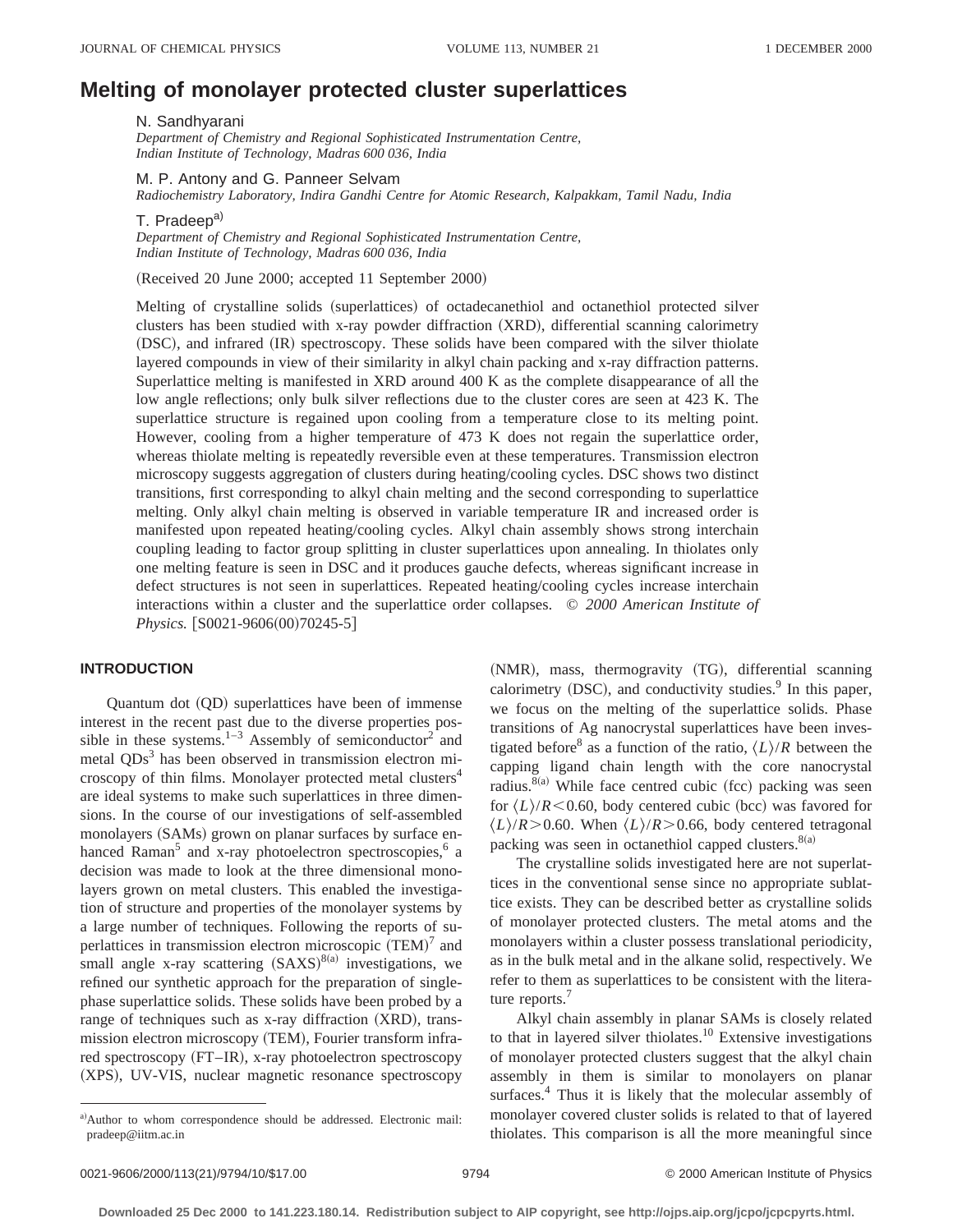# Melting of monolayer protected cluster superlattices

N. Sandhyarani

*Department of Chemistry and Regional Sophisticated Instrumentation Centre, Indian Institute of Technology, Madras 600 036, India*

M. P. Antony and G. Panneer Selvam

*Radiochemistry Laboratory, Indira Gandhi Centre for Atomic Research, Kalpakkam, Tamil Nadu, India*

T. Pradeep[a]

*Department of Chemistry and Regional Sophisticated Instrumentation Centre, Indian Institute of Technology, Madras 600 036, India*

(Received 20 June 2000; accepted 11 September 2000)

Melting of crystalline solids (superlattices) of octadecanethiol and octanethiol protected silver clusters has been studied with x-ray powder diffraction (XRD), differential scanning calorimetry (DSC), and infrared (IR) spectroscopy. These solids have been compared with the silver thiolate layered compounds in view of their similarity in alkyl chain packing and x-ray diffraction patterns. Superlattice melting is manifested in XRD around 400 K as the complete disappearance of all the low angle reflections; only bulk silver reflections due to the cluster cores are seen at 423 K. The superlattice structure is regained upon cooling from a temperature close to its melting point. However, cooling from a higher temperature of 473 K does not regain the superlattice order, whereas thiolate melting is repeatedly reversible even at these temperatures. Transmission electron microscopy suggests aggregation of clusters during heating/cooling cycles. DSC shows two distinct transitions, first corresponding to alkyl chain melting and the second corresponding to superlattice melting. Only alkyl chain melting is observed in variable temperature IR and increased order is manifested upon repeated heating/cooling cycles. Alkyl chain assembly shows strong interchain coupling leading to factor group splitting in cluster superlattices upon annealing. In thiolates only one melting feature is seen in DSC and it produces gauche defects, whereas significant increase in defect structures is not seen in superlattices. Repeated heating/cooling cycles increase interchain interactions within a cluster and the superlattice order collapses. © *2000 American Institute of Physics.* [S0021-9606(00)70245-5]

## INTRODUCTION

Quantum dot (QD) superlattices have been of immense interest in the recent past due to the diverse properties possible in these systems.[1–3] Assembly of semiconductor[2] and metal QDs[3] has been observed in transmission electron microscopy of thin films. Monolayer protected metal clusters[4] are ideal systems to make such superlattices in three dimensions. In the course of our investigations of self-assembled monolayers (SAMs) grown on planar surfaces by surface enhanced Raman[5] and x-ray photoelectron spectroscopies,[6] a decision was made to look at the three dimensional monolayers grown on metal clusters. This enabled the investigation of structure and properties of the monolayer systems by a large number of techniques. Following the reports of superlattices in transmission electron microscopic (TEM)[7] and small angle x-ray scattering (SAXS)[8(a)] investigations, we refined our synthetic approach for the preparation of single-phase superlattice solids. These solids have been probed by a range of techniques such as x-ray diffraction (XRD), transmission electron microscopy (TEM), Fourier transform infrared spectroscopy (FT–IR), x-ray photoelectron spectroscopy (XPS), UV-VIS, nuclear magnetic resonance spectroscopy (NMR), mass, thermogravity (TG), differential scanning calorimetry (DSC), and conductivity studies.[9] In this paper, we focus on the melting of the superlattice solids. Phase transitions of Ag nanocrystal superlattices have been investigated before[8] as a function of the ratio, $\langle L\rangle/R$ between the capping ligand chain length with the core nanocrystal radius.[8(a)] While face centred cubic (fcc) packing was seen for $\langle L\rangle/R<0.60$, body centered cubic (bcc) was favored for $\langle L\rangle/R>0.60$. When $\langle L\rangle/R>0.66$, body centered tetragonal packing was seen in octanethiol capped clusters.[8(a)]

The crystalline solids investigated here are not superlattices in the conventional sense since no appropriate sublattice exists. They can be described better as crystalline solids of monolayer protected clusters. The metal atoms and the monolayers within a cluster possess translational periodicity, as in the bulk metal and in the alkane solid, respectively. We refer to them as superlattices to be consistent with the literature reports.[7]

Alkyl chain assembly in planar SAMs is closely related to that in layered silver thiolates.[10] Extensive investigations of monolayer protected clusters suggest that the alkyl chain assembly in them is similar to monolayers on planar surfaces.[4] Thus it is likely that the molecular assembly of monolayer covered cluster solids is related to that of layered thiolates. This comparison is all the more meaningful since

[a]Author to whom correspondence should be addressed. Electronic mail: pradeep@iitm.ac.in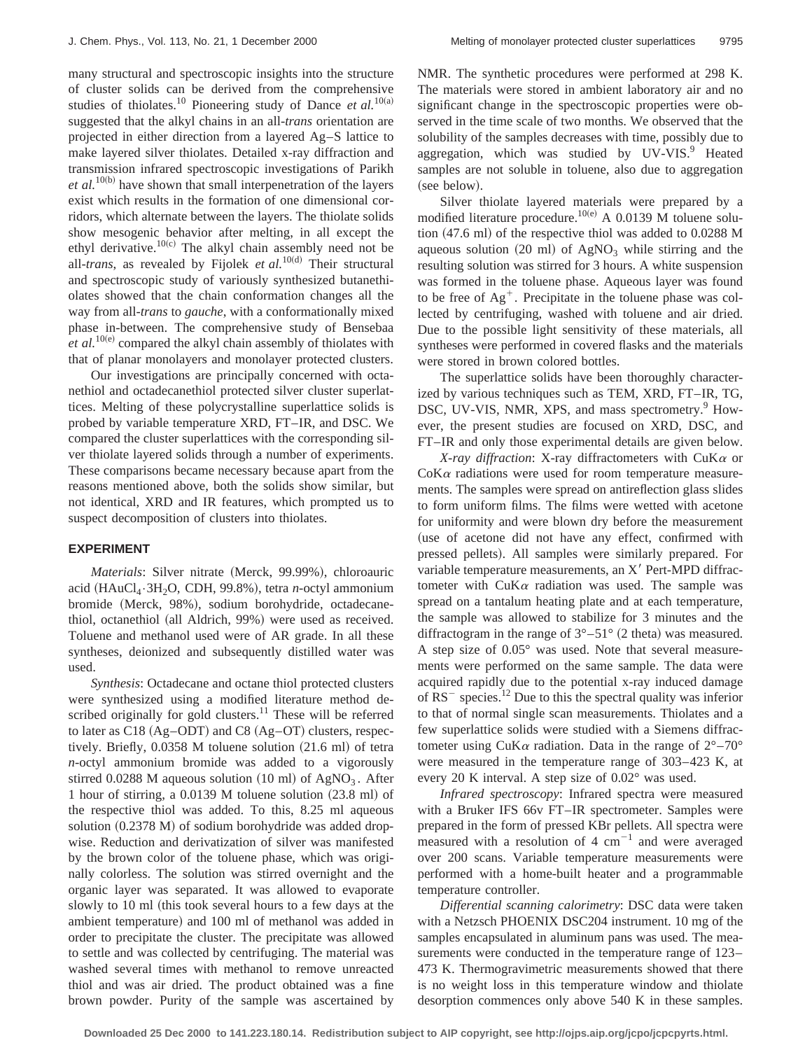many structural and spectroscopic insights into the structure of cluster solids can be derived from the comprehensive studies of thiolates.[10] Pioneering study of Dance *et al.*[10(a)] suggested that the alkyl chains in an all-*trans* orientation are projected in either direction from a layered Ag–S lattice to make layered silver thiolates. Detailed x-ray diffraction and transmission infrared spectroscopic investigations of Parikh *et al.*[10(b)] have shown that small interpenetration of the layers exist which results in the formation of one dimensional corridors, which alternate between the layers. The thiolate solids show mesogenic behavior after melting, in all except the ethyl derivative.[10(c)] The alkyl chain assembly need not be all-*trans*, as revealed by Fijolek *et al.*[10(d)] Their structural and spectroscopic study of variously synthesized butanethiolates showed that the chain conformation changes all the way from all-*trans* to *gauche*, with a conformationally mixed phase in-between. The comprehensive study of Bensebaa *et al.*[10(e)] compared the alkyl chain assembly of thiolates with that of planar monolayers and monolayer protected clusters.

Our investigations are principally concerned with octanethiol and octadecanethiol protected silver cluster superlattices. Melting of these polycrystalline superlattice solids is probed by variable temperature XRD, FT–IR, and DSC. We compared the cluster superlattices with the corresponding silver thiolate layered solids through a number of experiments. These comparisons became necessary because apart from the reasons mentioned above, both the solids show similar, but not identical, XRD and IR features, which prompted us to suspect decomposition of clusters into thiolates.

## EXPERIMENT

*Materials*: Silver nitrate (Merck, 99.99%), chloroauric acid ($HAuCl_4 \cdot 3H_2O$, CDH, 99.8%), tetra *n*-octyl ammonium bromide (Merck, 98%), sodium borohydride, octadecanethiol, octanethiol (all Aldrich, 99%) were used as received. Toluene and methanol used were of AR grade. In all these syntheses, deionized and subsequently distilled water was used.

*Synthesis*: Octadecane and octane thiol protected clusters were synthesized using a modified literature method described originally for gold clusters.[11] These will be referred to later as C18 (Ag–ODT) and C8 (Ag–OT) clusters, respectively. Briefly, 0.0358 M toluene solution (21.6 ml) of tetra *n*-octyl ammonium bromide was added to a vigorously stirred 0.0288 M aqueous solution (10 ml) of $AgNO_3$. After 1 hour of stirring, a 0.0139 M toluene solution (23.8 ml) of the respective thiol was added. To this, 8.25 ml aqueous solution (0.2378 M) of sodium borohydride was added dropwise. Reduction and derivatization of silver was manifested by the brown color of the toluene phase, which was originally colorless. The solution was stirred overnight and the organic layer was separated. It was allowed to evaporate slowly to 10 ml (this took several hours to a few days at the ambient temperature) and 100 ml of methanol was added in order to precipitate the cluster. The precipitate was allowed to settle and was collected by centrifuging. The material was washed several times with methanol to remove unreacted thiol and was air dried. The product obtained was a fine brown powder. Purity of the sample was ascertained by NMR. The synthetic procedures were performed at 298 K. The materials were stored in ambient laboratory air and no significant change in the spectroscopic properties were observed in the time scale of two months. We observed that the solubility of the samples decreases with time, possibly due to aggregation, which was studied by UV-VIS.[9] Heated samples are not soluble in toluene, also due to aggregation (see below).

Silver thiolate layered materials were prepared by a modified literature procedure.[10(e)] A 0.0139 M toluene solution (47.6 ml) of the respective thiol was added to 0.0288 M aqueous solution (20 ml) of $AgNO_3$ while stirring and the resulting solution was stirred for 3 hours. A white suspension was formed in the toluene phase. Aqueous layer was found to be free of $Ag^+$. Precipitate in the toluene phase was collected by centrifuging, washed with toluene and air dried. Due to the possible light sensitivity of these materials, all syntheses were performed in covered flasks and the materials were stored in brown colored bottles.

The superlattice solids have been thoroughly characterized by various techniques such as TEM, XRD, FT–IR, TG, DSC, UV-VIS, NMR, XPS, and mass spectrometry.[9] However, the present studies are focused on XRD, DSC, and FT–IR and only those experimental details are given below.

*X-ray diffraction*: X-ray diffractometers with Cu$K\alpha$ or Co$K\alpha$ radiations were used for room temperature measurements. The samples were spread on antireflection glass slides to form uniform films. The films were wetted with acetone for uniformity and were blown dry before the measurement (use of acetone did not have any effect, confirmed with pressed pellets). All samples were similarly prepared. For variable temperature measurements, an X′ Pert-MPD diffractometer with Cu$K\alpha$ radiation was used. The sample was spread on a tantalum heating plate and at each temperature, the sample was allowed to stabilize for 3 minutes and the diffractogram in the range of 3°–51° (2 theta) was measured. A step size of 0.05° was used. Note that several measurements were performed on the same sample. The data were acquired rapidly due to the potential x-ray induced damage of $RS^-$ species.[12] Due to this the spectral quality was inferior to that of normal single scan measurements. Thiolates and a few superlattice solids were studied with a Siemens diffractometer using Cu$K\alpha$ radiation. Data in the range of 2°–70° were measured in the temperature range of 303–423 K, at every 20 K interval. A step size of 0.02° was used.

*Infrared spectroscopy*: Infrared spectra were measured with a Bruker IFS 66v FT–IR spectrometer. Samples were prepared in the form of pressed KBr pellets. All spectra were measured with a resolution of 4 $cm^{-1}$ and were averaged over 200 scans. Variable temperature measurements were performed with a home-built heater and a programmable temperature controller.

*Differential scanning calorimetry*: DSC data were taken with a Netzsch PHOENIX DSC204 instrument. 10 mg of the samples encapsulated in aluminum pans was used. The measurements were conducted in the temperature range of 123–473 K. Thermogravimetric measurements showed that there is no weight loss in this temperature window and thiolate desorption commences only above 540 K in these samples.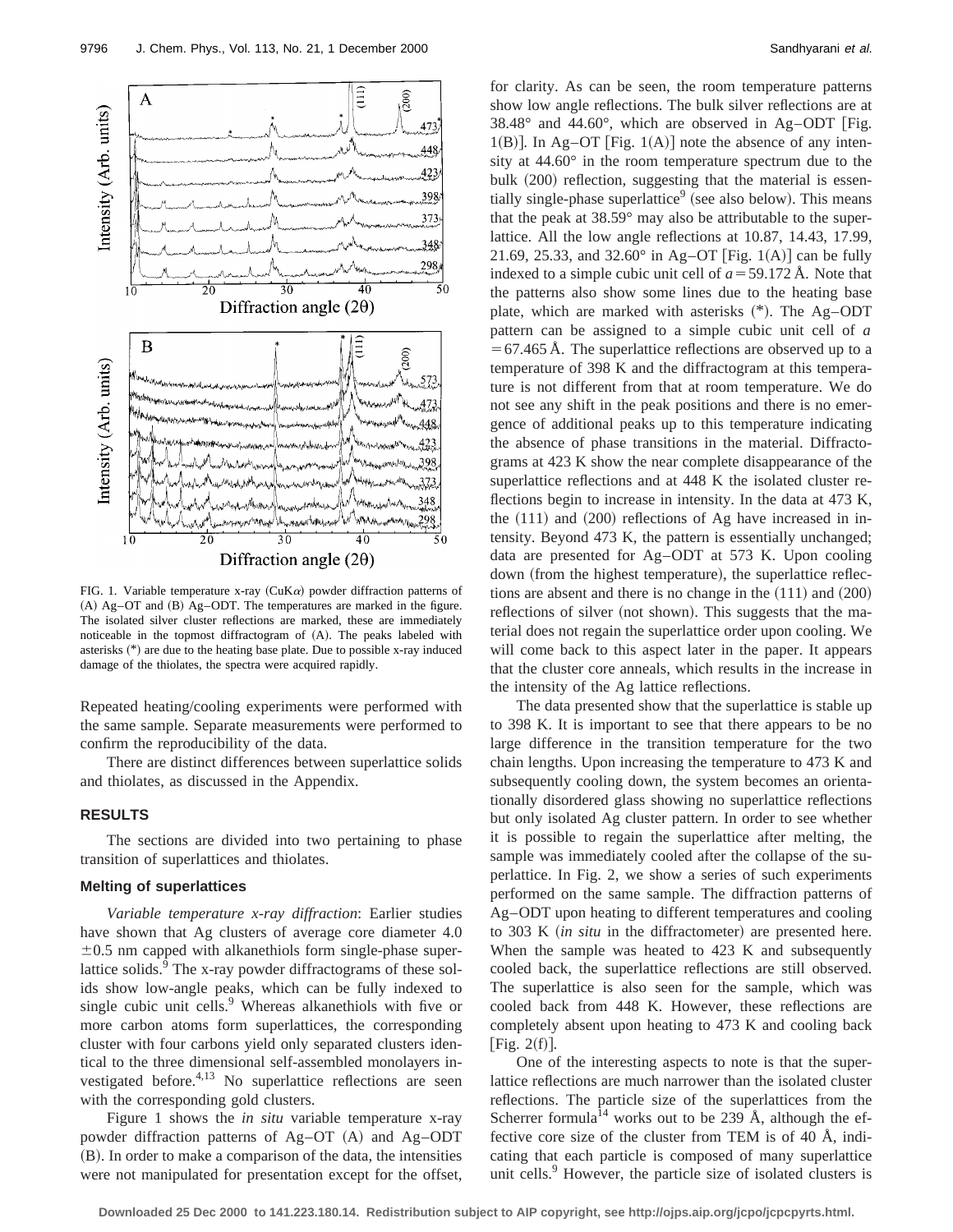FIG. 1. Variable temperature x-ray (CuK$\alpha$) powder diffraction patterns of (A) Ag–OT and (B) Ag–ODT. The temperatures are marked in the figure. The isolated silver cluster reflections are marked, these are immediately noticeable in the topmost diffractogram of (A). The peaks labeled with asterisks (*) are due to the heating base plate. Due to possible x-ray induced damage of the thiolates, the spectra were acquired rapidly.

Repeated heating/cooling experiments were performed with the same sample. Separate measurements were performed to confirm the reproducibility of the data.

There are distinct differences between superlattice solids and thiolates, as discussed in the Appendix.

## RESULTS

The sections are divided into two pertaining to phase transition of superlattices and thiolates.

### Melting of superlattices

*Variable temperature x-ray diffraction*: Earlier studies have shown that Ag clusters of average core diameter 4.0 $\pm 0.5$ nm capped with alkanethiols form single-phase superlattice solids.[9] The x-ray powder diffractograms of these solids show low-angle peaks, which can be fully indexed to single cubic unit cells.[9] Whereas alkanethiols with five or more carbon atoms form superlattices, the corresponding cluster with four carbons yield only separated clusters identical to the three dimensional self-assembled monolayers investigated before.[4,13] No superlattice reflections are seen with the corresponding gold clusters.

Figure 1 shows the *in situ* variable temperature x-ray powder diffraction patterns of Ag–OT (A) and Ag–ODT (B). In order to make a comparison of the data, the intensities were not manipulated for presentation except for the offset, for clarity. As can be seen, the room temperature patterns show low angle reflections. The bulk silver reflections are at 38.48° and 44.60°, which are observed in Ag–ODT [Fig. 1(B)]. In Ag–OT [Fig. 1(A)] note the absence of any intensity at 44.60° in the room temperature spectrum due to the bulk (200) reflection, suggesting that the material is essentially single-phase superlattice[9] (see also below). This means that the peak at 38.59° may also be attributable to the superlattice. All the low angle reflections at 10.87, 14.43, 17.99, 21.69, 25.33, and 32.60° in Ag–OT [Fig. 1(A)] can be fully indexed to a simple cubic unit cell of $a = 59.172$ Å. Note that the patterns also show some lines due to the heating base plate, which are marked with asterisks (*). The Ag–ODT pattern can be assigned to a simple cubic unit cell of $a = 67.465$ Å. The superlattice reflections are observed up to a temperature of 398 K and the diffractogram at this temperature is not different from that at room temperature. We do not see any shift in the peak positions and there is no emergence of additional peaks up to this temperature indicating the absence of phase transitions in the material. Diffractograms at 423 K show the near complete disappearance of the superlattice reflections and at 448 K the isolated cluster reflections begin to increase in intensity. In the data at 473 K, the (111) and (200) reflections of Ag have increased in intensity. Beyond 473 K, the pattern is essentially unchanged; data are presented for Ag–ODT at 573 K. Upon cooling down (from the highest temperature), the superlattice reflections are absent and there is no change in the (111) and (200) reflections of silver (not shown). This suggests that the material does not regain the superlattice order upon cooling. We will come back to this aspect later in the paper. It appears that the cluster core anneals, which results in the increase in the intensity of the Ag lattice reflections.

The data presented show that the superlattice is stable up to 398 K. It is important to see that there appears to be no large difference in the transition temperature for the two chain lengths. Upon increasing the temperature to 473 K and subsequently cooling down, the system becomes an orientationally disordered glass showing no superlattice reflections but only isolated Ag cluster pattern. In order to see whether it is possible to regain the superlattice after melting, the sample was immediately cooled after the collapse of the superlattice. In Fig. 2, we show a series of such experiments performed on the same sample. The diffraction patterns of Ag–ODT upon heating to different temperatures and cooling to 303 K (*in situ* in the diffractometer) are presented here. When the sample was heated to 423 K and subsequently cooled back, the superlattice reflections are still observed. The superlattice is also seen for the sample, which was cooled back from 448 K. However, these reflections are completely absent upon heating to 473 K and cooling back [Fig. 2(f)].

One of the interesting aspects to note is that the superlattice reflections are much narrower than the isolated cluster reflections. The particle size of the superlattices from the Scherrer formula[14] works out to be 239 Å, although the effective core size of the cluster from TEM is of 40 Å, indicating that each particle is composed of many superlattice unit cells.[9] However, the particle size of isolated clusters is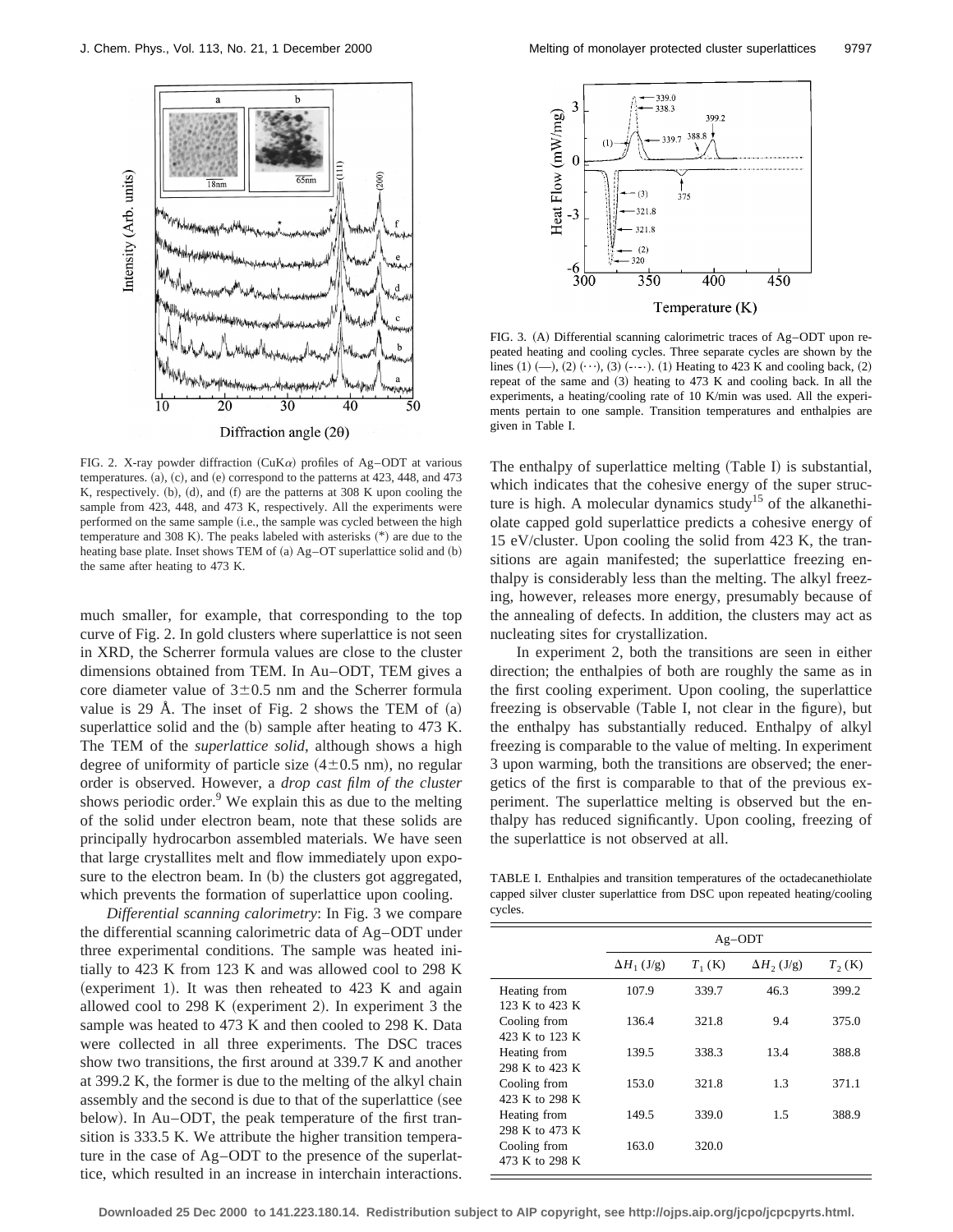FIG. 2. X-ray powder diffraction (CuK$\alpha$) profiles of Ag–ODT at various temperatures. (a), (c), and (e) correspond to the patterns at 423, 448, and 473 K, respectively. (b), (d), and (f) are the patterns at 308 K upon cooling the sample from 423, 448, and 473 K, respectively. All the experiments were performed on the same sample (i.e., the sample was cycled between the high temperature and 308 K). The peaks labeled with asterisks (*) are due to the heating base plate. Inset shows TEM of (a) Ag–OT superlattice solid and (b) the same after heating to 473 K.

much smaller, for example, that corresponding to the top curve of Fig. 2. In gold clusters where superlattice is not seen in XRD, the Scherrer formula values are close to the cluster dimensions obtained from TEM. In Au–ODT, TEM gives a core diameter value of $3\pm0.5$ nm and the Scherrer formula value is 29 Å. The inset of Fig. 2 shows the TEM of (a) superlattice solid and the (b) sample after heating to 473 K. The TEM of the *superlattice solid*, although shows a high degree of uniformity of particle size ($4\pm0.5$ nm), no regular order is observed. However, a *drop cast film of the cluster* shows periodic order.[9] We explain this as due to the melting of the solid under electron beam, note that these solids are principally hydrocarbon assembled materials. We have seen that large crystallites melt and flow immediately upon exposure to the electron beam. In (b) the clusters got aggregated, which prevents the formation of superlattice upon cooling.

*Differential scanning calorimetry*: In Fig. 3 we compare the differential scanning calorimetric data of Ag–ODT under three experimental conditions. The sample was heated initially to 423 K from 123 K and was allowed cool to 298 K (experiment 1). It was then reheated to 423 K and again allowed cool to 298 K (experiment 2). In experiment 3 the sample was heated to 473 K and then cooled to 298 K. Data were collected in all three experiments. The DSC traces show two transitions, the first around at 339.7 K and another at 399.2 K, the former is due to the melting of the alkyl chain assembly and the second is due to that of the superlattice (see below). In Au–ODT, the peak temperature of the first transition is 333.5 K. We attribute the higher transition temperature in the case of Ag–ODT to the presence of the superlattice, which resulted in an increase in interchain interactions.

FIG. 3. (A) Differential scanning calorimetric traces of Ag–ODT upon repeated heating and cooling cycles. Three separate cycles are shown by the lines (1) (—), (2) (···), (3) (-·-·). (1) Heating to 423 K and cooling back, (2) repeat of the same and (3) heating to 473 K and cooling back. In all the experiments, a heating/cooling rate of 10 K/min was used. All the experiments pertain to one sample. Transition temperatures and enthalpies are given in Table I.

The enthalpy of superlattice melting (Table I) is substantial, which indicates that the cohesive energy of the super structure is high. A molecular dynamics study[15] of the alkanethiolate capped gold superlattice predicts a cohesive energy of 15 eV/cluster. Upon cooling the solid from 423 K, the transitions are again manifested; the superlattice freezing enthalpy is considerably less than the melting. The alkyl freezing, however, releases more energy, presumably because of the annealing of defects. In addition, the clusters may act as nucleating sites for crystallization.

In experiment 2, both the transitions are seen in either direction; the enthalpies of both are roughly the same as in the first cooling experiment. Upon cooling, the superlattice freezing is observable (Table I, not clear in the figure), but the enthalpy has substantially reduced. Enthalpy of alkyl freezing is comparable to the value of melting. In experiment 3 upon warming, both the transitions are observed; the energetics of the first is comparable to that of the previous experiment. The superlattice melting is observed but the enthalpy has reduced significantly. Upon cooling, freezing of the superlattice is not observed at all.

TABLE I. Enthalpies and transition temperatures of the octadecanethiolate capped silver cluster superlattice from DSC upon repeated heating/cooling cycles.

| | Ag–ODT | | | |
|---|---|---|---|---|
| | $\Delta H_1$ (J/g) | $T_1$ (K) | $\Delta H_2$ (J/g) | $T_2$ (K) |
| Heating from 123 K to 423 K | 107.9 | 339.7 | 46.3 | 399.2 |
| Cooling from 423 K to 123 K | 136.4 | 321.8 | 9.4 | 375.0 |
| Heating from 298 K to 423 K | 139.5 | 338.3 | 13.4 | 388.8 |
| Cooling from 423 K to 298 K | 153.0 | 321.8 | 1.3 | 371.1 |
| Heating from 298 K to 473 K | 149.5 | 339.0 | 1.5 | 388.9 |
| Cooling from 473 K to 298 K | 163.0 | 320.0 | | |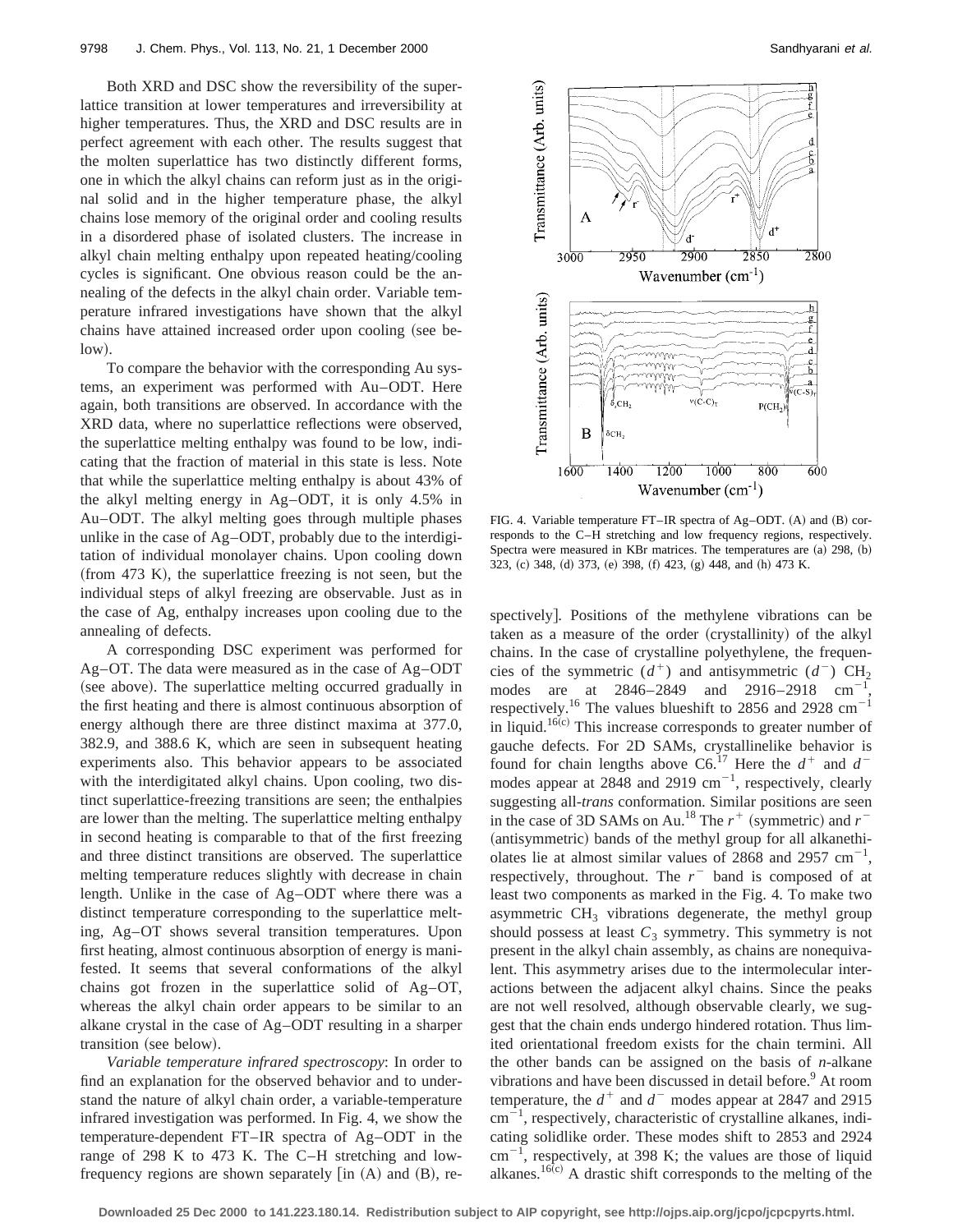Both XRD and DSC show the reversibility of the superlattice transition at lower temperatures and irreversibility at higher temperatures. Thus, the XRD and DSC results are in perfect agreement with each other. The results suggest that the molten superlattice has two distinctly different forms, one in which the alkyl chains can reform just as in the original solid and in the higher temperature phase, the alkyl chains lose memory of the original order and cooling results in a disordered phase of isolated clusters. The increase in alkyl chain melting enthalpy upon repeated heating/cooling cycles is significant. One obvious reason could be the annealing of the defects in the alkyl chain order. Variable temperature infrared investigations have shown that the alkyl chains have attained increased order upon cooling (see below).

To compare the behavior with the corresponding Au systems, an experiment was performed with Au–ODT. Here again, both transitions are observed. In accordance with the XRD data, where no superlattice reflections were observed, the superlattice melting enthalpy was found to be low, indicating that the fraction of material in this state is less. Note that while the superlattice melting enthalpy is about 43% of the alkyl melting energy in Ag–ODT, it is only 4.5% in Au–ODT. The alkyl melting goes through multiple phases unlike in the case of Ag–ODT, probably due to the interdigitation of individual monolayer chains. Upon cooling down (from 473 K), the superlattice freezing is not seen, but the individual steps of alkyl freezing are observable. Just as in the case of Ag, enthalpy increases upon cooling due to the annealing of defects.

A corresponding DSC experiment was performed for Ag–OT. The data were measured as in the case of Ag–ODT (see above). The superlattice melting occurred gradually in the first heating and there is almost continuous absorption of energy although there are three distinct maxima at 377.0, 382.9, and 388.6 K, which are seen in subsequent heating experiments also. This behavior appears to be associated with the interdigitated alkyl chains. Upon cooling, two distinct superlattice-freezing transitions are seen; the enthalpies are lower than the melting. The superlattice melting enthalpy in second heating is comparable to that of the first freezing and three distinct transitions are observed. The superlattice melting temperature reduces slightly with decrease in chain length. Unlike in the case of Ag–ODT where there was a distinct temperature corresponding to the superlattice melting, Ag–OT shows several transition temperatures. Upon first heating, almost continuous absorption of energy is manifested. It seems that several conformations of the alkyl chains got frozen in the superlattice solid of Ag–OT, whereas the alkyl chain order appears to be similar to an alkane crystal in the case of Ag–ODT resulting in a sharper transition (see below).

*Variable temperature infrared spectroscopy*: In order to find an explanation for the observed behavior and to understand the nature of alkyl chain order, a variable-temperature infrared investigation was performed. In Fig. 4, we show the temperature-dependent FT–IR spectra of Ag–ODT in the range of 298 K to 473 K. The C–H stretching and low-frequency regions are shown separately [in (A) and (B), respectively]. Positions of the methylene vibrations can be taken as a measure of the order (crystallinity) of the alkyl chains. In the case of crystalline polyethylene, the frequencies of the symmetric ($d^+$) and antisymmetric ($d^-$) $CH_2$ modes are at 2846–2849 and 2916–2918 $cm^{-1}$, respectively.[16] The values blueshift to 2856 and 2928 $cm^{-1}$ in liquid.[16(c)] This increase corresponds to greater number of gauche defects. For 2D SAMs, crystallinelike behavior is found for chain lengths above C6.[17] Here the $d^+$ and $d^-$ modes appear at 2848 and 2919 $cm^{-1}$, respectively, clearly suggesting all-*trans* conformation. Similar positions are seen in the case of 3D SAMs on Au.[18] The $r^+$ (symmetric) and $r^-$ (antisymmetric) bands of the methyl group for all alkanethiolates lie at almost similar values of 2868 and 2957 $cm^{-1}$, respectively, throughout. The $r^-$ band is composed of at least two components as marked in the Fig. 4. To make two asymmetric $CH_3$ vibrations degenerate, the methyl group should possess at least $C_3$ symmetry. This symmetry is not present in the alkyl chain assembly, as chains are nonequivalent. This asymmetry arises due to the intermolecular interactions between the adjacent alkyl chains. Since the peaks are not well resolved, although observable clearly, we suggest that the chain ends undergo hindered rotation. Thus limited orientational freedom exists for the chain termini. All the other bands can be assigned on the basis of *n*-alkane vibrations and have been discussed in detail before.[9] At room temperature, the $d^+$ and $d^-$ modes appear at 2847 and 2915 $cm^{-1}$, respectively, characteristic of crystalline alkanes, indicating solidlike order. These modes shift to 2853 and 2924 $cm^{-1}$, respectively, at 398 K; the values are those of liquid alkanes.[16(c)] A drastic shift corresponds to the melting of the

FIG. 4. Variable temperature FT–IR spectra of Ag–ODT. (A) and (B) corresponds to the C–H stretching and low frequency regions, respectively. Spectra were measured in KBr matrices. The temperatures are (a) 298, (b) 323, (c) 348, (d) 373, (e) 398, (f) 423, (g) 448, and (h) 473 K.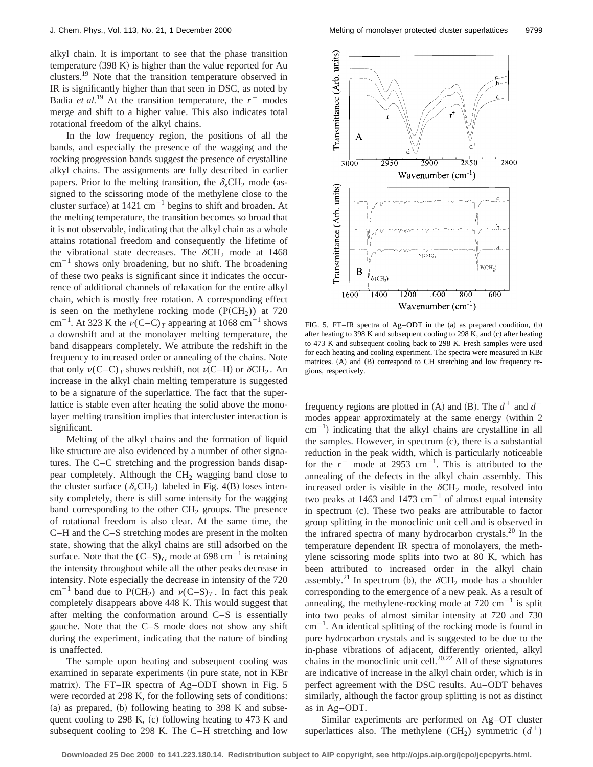alkyl chain. It is important to see that the phase transition temperature (398 K) is higher than the value reported for Au clusters.[19] Note that the transition temperature observed in IR is significantly higher than that seen in DSC, as noted by Badia *et al.*[19] At the transition temperature, the $r^-$ modes merge and shift to a higher value. This also indicates total rotational freedom of the alkyl chains.

In the low frequency region, the positions of all the bands, and especially the presence of the wagging and the rocking progression bands suggest the presence of crystalline alkyl chains. The assignments are fully described in earlier papers. Prior to the melting transition, the $\delta_s CH_2$ mode (assigned to the scissoring mode of the methylene close to the cluster surface) at 1421 $cm^{-1}$ begins to shift and broaden. At the melting temperature, the transition becomes so broad that it is not observable, indicating that the alkyl chain as a whole attains rotational freedom and consequently the lifetime of the vibrational state decreases. The $\delta CH_2$ mode at 1468 $cm^{-1}$ shows only broadening, but no shift. The broadening of these two peaks is significant since it indicates the occurrence of additional channels of relaxation for the entire alkyl chain, which is mostly free rotation. A corresponding effect is seen on the methylene rocking mode ($P(CH_2)$) at 720 $cm^{-1}$. At 323 K the $\nu(C\text{–}C)_T$ appearing at 1068 $cm^{-1}$ shows a downshift and at the monolayer melting temperature, the band disappears completely. We attribute the redshift in the frequency to increased order or annealing of the chains. Note that only $\nu(C\text{–}C)_T$ shows redshift, not $\nu(C\text{–}H)$ or $\delta CH_2$. An increase in the alkyl chain melting temperature is suggested to be a signature of the superlattice. The fact that the superlattice is stable even after heating the solid above the monolayer melting transition implies that intercluster interaction is significant.

Melting of the alkyl chains and the formation of liquid like structure are also evidenced by a number of other signatures. The C–C stretching and the progression bands disappear completely. Although the $CH_2$ wagging band close to the cluster surface ($\delta_s CH_2$) labeled in Fig. 4(B) loses intensity completely, there is still some intensity for the wagging band corresponding to the other $CH_2$ groups. The presence of rotational freedom is also clear. At the same time, the C–H and the C–S stretching modes are present in the molten state, showing that the alkyl chains are still adsorbed on the surface. Note that the $(C\text{–}S)_G$ mode at 698 $cm^{-1}$ is retaining the intensity throughout while all the other peaks decrease in intensity. Note especially the decrease in intensity of the 720 $cm^{-1}$ band due to $P(CH_2)$ and $\nu(C\text{–}S)_T$. In fact this peak completely disappears above 448 K. This would suggest that after melting the conformation around C–S is essentially gauche. Note that the C–S mode does not show any shift during the experiment, indicating that the nature of binding is unaffected.

The sample upon heating and subsequent cooling was examined in separate experiments (in pure state, not in KBr matrix). The FT–IR spectra of Ag–ODT shown in Fig. 5 were recorded at 298 K, for the following sets of conditions: (a) as prepared, (b) following heating to 398 K and subsequent cooling to 298 K, (c) following heating to 473 K and subsequent cooling to 298 K. The C–H stretching and low frequency regions are plotted in (A) and (B). The $d^+$ and $d^-$ modes appear approximately at the same energy (within 2 $cm^{-1}$) indicating that the alkyl chains are crystalline in all the samples. However, in spectrum (c), there is a substantial reduction in the peak width, which is particularly noticeable for the $r^-$ mode at 2953 $cm^{-1}$. This is attributed to the annealing of the defects in the alkyl chain assembly. This increased order is visible in the $\delta CH_2$ mode, resolved into two peaks at 1463 and 1473 $cm^{-1}$ of almost equal intensity in spectrum (c). These two peaks are attributable to factor group splitting in the monoclinic unit cell and is observed in the infrared spectra of many hydrocarbon crystals.[20] In the temperature dependent IR spectra of monolayers, the methylene scissoring mode splits into two at 80 K, which has been attributed to increased order in the alkyl chain assembly.[21] In spectrum (b), the $\delta CH_2$ mode has a shoulder corresponding to the emergence of a new peak. As a result of annealing, the methylene-rocking mode at 720 $cm^{-1}$ is split into two peaks of almost similar intensity at 720 and 730 $cm^{-1}$. An identical splitting of the rocking mode is found in pure hydrocarbon crystals and is suggested to be due to the in-phase vibrations of adjacent, differently oriented, alkyl chains in the monoclinic unit cell.[20,22] All of these signatures are indicative of increase in the alkyl chain order, which is in perfect agreement with the DSC results. Au–ODT behaves similarly, although the factor group splitting is not as distinct as in Ag–ODT.

FIG. 5. FT–IR spectra of Ag–ODT in the (a) as prepared condition, (b) after heating to 398 K and subsequent cooling to 298 K, and (c) after heating to 473 K and subsequent cooling back to 298 K. Fresh samples were used for each heating and cooling experiment. The spectra were measured in KBr matrices. (A) and (B) correspond to CH stretching and low frequency regions, respectively.

Similar experiments are performed on Ag–OT cluster superlattices also. The methylene ($CH_2$) symmetric ($d^+$)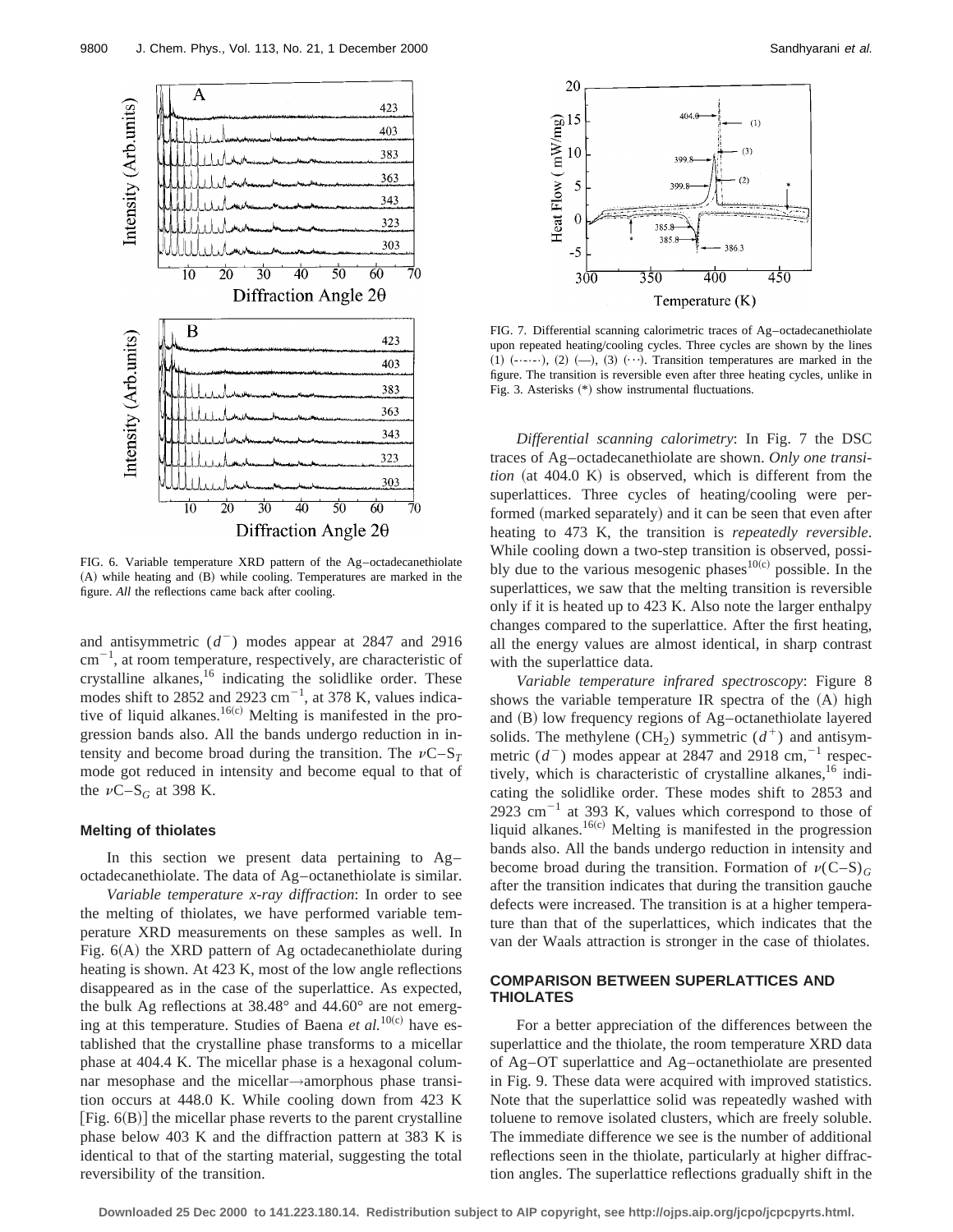FIG. 6. Variable temperature XRD pattern of the Ag–octadecanethiolate (A) while heating and (B) while cooling. Temperatures are marked in the figure. *All* the reflections came back after cooling.

and antisymmetric ($d^-$) modes appear at 2847 and 2916 $cm^{-1}$, at room temperature, respectively, are characteristic of crystalline alkanes,[16] indicating the solidlike order. These modes shift to 2852 and 2923 $cm^{-1}$, at 378 K, values indicative of liquid alkanes.[16(c)] Melting is manifested in the progression bands also. All the bands undergo reduction in intensity and become broad during the transition. The $\nu C–S_T$ mode got reduced in intensity and become equal to that of the $\nu C–S_G$ at 398 K.

### Melting of thiolates

In this section we present data pertaining to Ag–octadecanethiolate. The data of Ag–octanethiolate is similar.

*Variable temperature x-ray diffraction*: In order to see the melting of thiolates, we have performed variable temperature XRD measurements on these samples as well. In Fig. 6(A) the XRD pattern of Ag octadecanethiolate during heating is shown. At 423 K, most of the low angle reflections disappeared as in the case of the superlattice. As expected, the bulk Ag reflections at 38.48° and 44.60° are not emerging at this temperature. Studies of Baena *et al.*[10(c)] have established that the crystalline phase transforms to a micellar phase at 404.4 K. The micellar phase is a hexagonal columnar mesophase and the micellar→amorphous phase transition occurs at 448.0 K. While cooling down from 423 K [Fig. 6(B)] the micellar phase reverts to the parent crystalline phase below 403 K and the diffraction pattern at 383 K is identical to that of the starting material, suggesting the total reversibility of the transition.

FIG. 7. Differential scanning calorimetric traces of Ag–octadecanethiolate upon repeated heating/cooling cycles. Three cycles are shown by the lines (1) (-·-·-·), (2) (—), (3) (···). Transition temperatures are marked in the figure. The transition is reversible even after three heating cycles, unlike in Fig. 3. Asterisks (*) show instrumental fluctuations.

*Differential scanning calorimetry*: In Fig. 7 the DSC traces of Ag–octadecanethiolate are shown. *Only one transition* (at 404.0 K) is observed, which is different from the superlattices. Three cycles of heating/cooling were performed (marked separately) and it can be seen that even after heating to 473 K, the transition is *repeatedly reversible*. While cooling down a two-step transition is observed, possibly due to the various mesogenic phases[10(c)] possible. In the superlattices, we saw that the melting transition is reversible only if it is heated up to 423 K. Also note the larger enthalpy changes compared to the superlattice. After the first heating, all the energy values are almost identical, in sharp contrast with the superlattice data.

*Variable temperature infrared spectroscopy*: Figure 8 shows the variable temperature IR spectra of the (A) high and (B) low frequency regions of Ag–octanethiolate layered solids. The methylene ($CH_2$) symmetric ($d^+$) and antisymmetric ($d^-$) modes appear at 2847 and 2918 cm,$^{-1}$ respectively, which is characteristic of crystalline alkanes,[16] indicating the solidlike order. These modes shift to 2853 and 2923 $cm^{-1}$ at 393 K, values which correspond to those of liquid alkanes.[16(c)] Melting is manifested in the progression bands also. All the bands undergo reduction in intensity and become broad during the transition. Formation of $\nu(C–S)_G$ after the transition indicates that during the transition gauche defects were increased. The transition is at a higher temperature than that of the superlattices, which indicates that the van der Waals attraction is stronger in the case of thiolates.

### COMPARISON BETWEEN SUPERLATTICES AND THIOLATES

For a better appreciation of the differences between the superlattice and the thiolate, the room temperature XRD data of Ag–OT superlattice and Ag–octanethiolate are presented in Fig. 9. These data were acquired with improved statistics. Note that the superlattice solid was repeatedly washed with toluene to remove isolated clusters, which are freely soluble. The immediate difference we see is the number of additional reflections seen in the thiolate, particularly at higher diffraction angles. The superlattice reflections gradually shift in the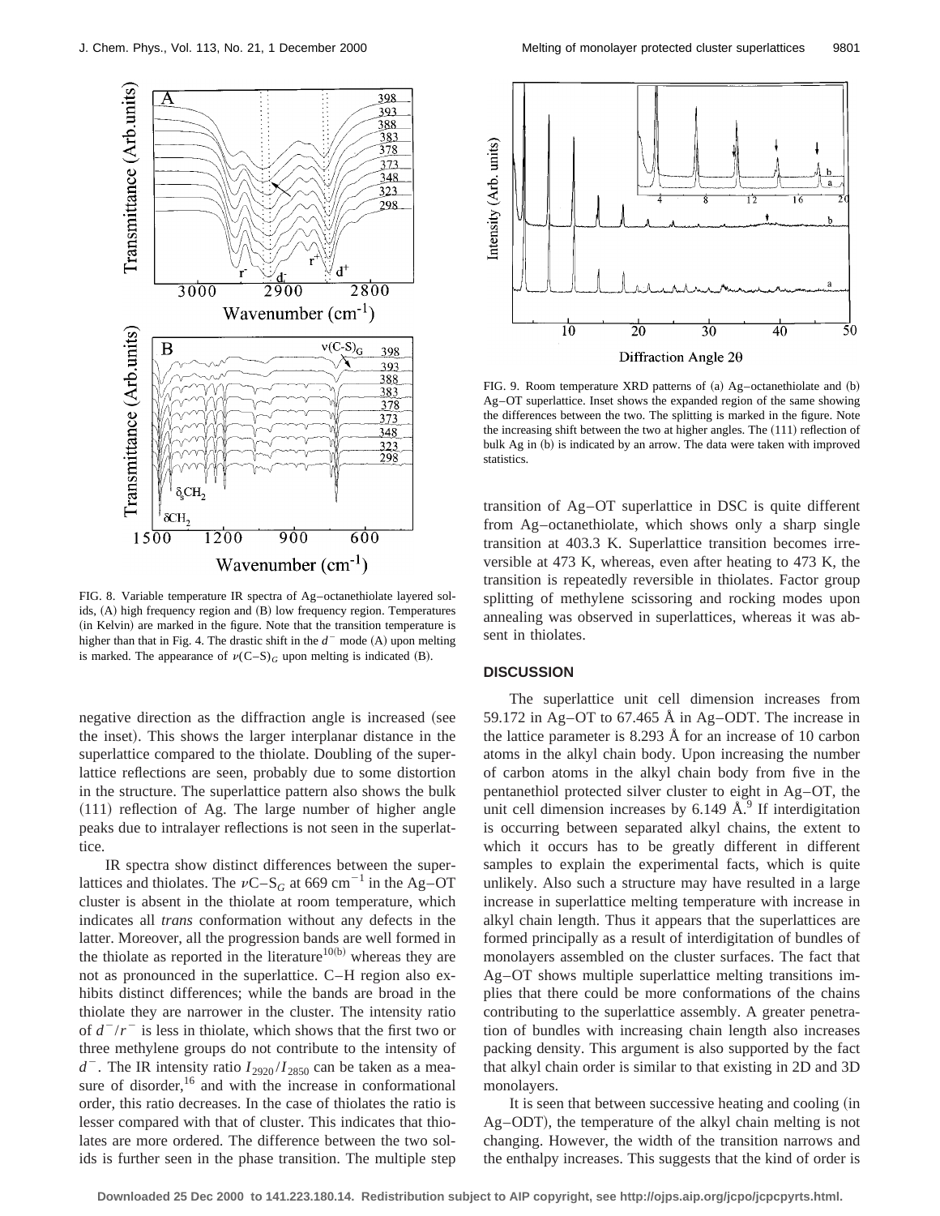FIG. 8. Variable temperature IR spectra of Ag–octanethiolate layered solids, (A) high frequency region and (B) low frequency region. Temperatures (in Kelvin) are marked in the figure. Note that the transition temperature is higher than that in Fig. 4. The drastic shift in the $d^-$ mode (A) upon melting is marked. The appearance of $\nu(C–S)_G$ upon melting is indicated (B).

negative direction as the diffraction angle is increased (see the inset). This shows the larger interplanar distance in the superlattice compared to the thiolate. Doubling of the superlattice reflections are seen, probably due to some distortion in the structure. The superlattice pattern also shows the bulk (111) reflection of Ag. The large number of higher angle peaks due to intralayer reflections is not seen in the superlattice.

IR spectra show distinct differences between the superlattices and thiolates. The $\nu C–S_G$ at 669 cm$^{-1}$ in the Ag–OT cluster is absent in the thiolate at room temperature, which indicates all *trans* conformation without any defects in the latter. Moreover, all the progression bands are well formed in the thiolate as reported in the literature[10(b)] whereas they are not as pronounced in the superlattice. C–H region also exhibits distinct differences; while the bands are broad in the thiolate they are narrower in the cluster. The intensity ratio of $d^-/r^-$ is less in thiolate, which shows that the first two or three methylene groups do not contribute to the intensity of $d^-$. The IR intensity ratio $I_{2920}/I_{2850}$ can be taken as a measure of disorder,[16] and with the increase in conformational order, this ratio decreases. In the case of thiolates the ratio is lesser compared with that of cluster. This indicates that thiolates are more ordered. The difference between the two solids is further seen in the phase transition. The multiple step

FIG. 9. Room temperature XRD patterns of (a) Ag–octanethiolate and (b) Ag–OT superlattice. Inset shows the expanded region of the same showing the differences between the two. The splitting is marked in the figure. Note the increasing shift between the two at higher angles. The (111) reflection of bulk Ag in (b) is indicated by an arrow. The data were taken with improved statistics.

transition of Ag–OT superlattice in DSC is quite different from Ag–octanethiolate, which shows only a sharp single transition at 403.3 K. Superlattice transition becomes irreversible at 473 K, whereas, even after heating to 473 K, the transition is repeatedly reversible in thiolates. Factor group splitting of methylene scissoring and rocking modes upon annealing was observed in superlattices, whereas it was absent in thiolates.

## DISCUSSION

The superlattice unit cell dimension increases from 59.172 in Ag–OT to 67.465 Å in Ag–ODT. The increase in the lattice parameter is 8.293 Å for an increase of 10 carbon atoms in the alkyl chain body. Upon increasing the number of carbon atoms in the alkyl chain body from five in the pentanethiol protected silver cluster to eight in Ag–OT, the unit cell dimension increases by 6.149 Å.[9] If interdigitation is occurring between separated alkyl chains, the extent to which it occurs has to be greatly different in different samples to explain the experimental facts, which is quite unlikely. Also such a structure may have resulted in a large increase in superlattice melting temperature with increase in alkyl chain length. Thus it appears that the superlattices are formed principally as a result of interdigitation of bundles of monolayers assembled on the cluster surfaces. The fact that Ag–OT shows multiple superlattice melting transitions implies that there could be more conformations of the chains contributing to the superlattice assembly. A greater penetration of bundles with increasing chain length also increases packing density. This argument is also supported by the fact that alkyl chain order is similar to that existing in 2D and 3D monolayers.

It is seen that between successive heating and cooling (in Ag–ODT), the temperature of the alkyl chain melting is not changing. However, the width of the transition narrows and the enthalpy increases. This suggests that the kind of order is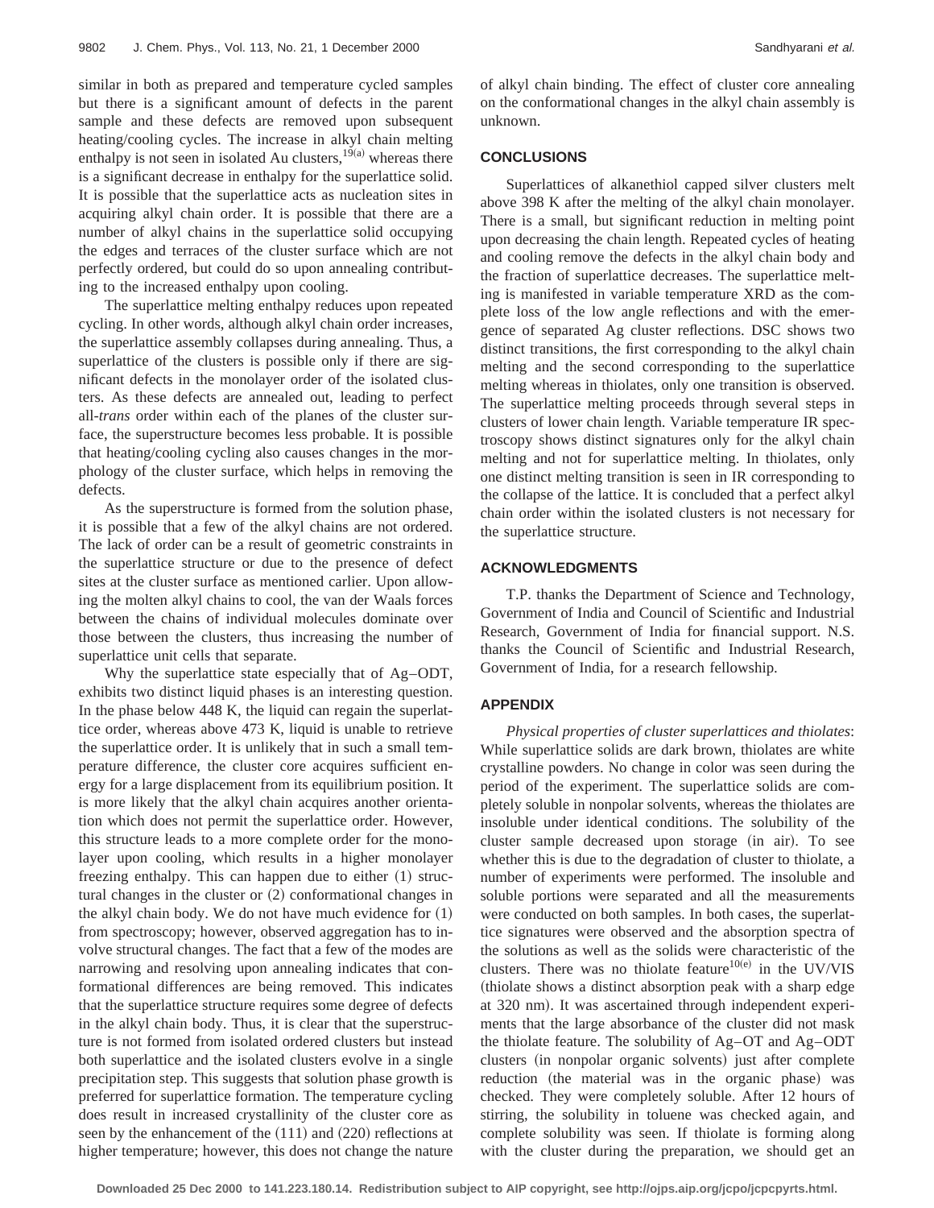similar in both as prepared and temperature cycled samples but there is a significant amount of defects in the parent sample and these defects are removed upon subsequent heating/cooling cycles. The increase in alkyl chain melting enthalpy is not seen in isolated Au clusters,[19(a)] whereas there is a significant decrease in enthalpy for the superlattice solid. It is possible that the superlattice acts as nucleation sites in acquiring alkyl chain order. It is possible that there are a number of alkyl chains in the superlattice solid occupying the edges and terraces of the cluster surface which are not perfectly ordered, but could do so upon annealing contributing to the increased enthalpy upon cooling.

The superlattice melting enthalpy reduces upon repeated cycling. In other words, although alkyl chain order increases, the superlattice assembly collapses during annealing. Thus, a superlattice of the clusters is possible only if there are significant defects in the monolayer order of the isolated clusters. As these defects are annealed out, leading to perfect all-*trans* order within each of the planes of the cluster surface, the superstructure becomes less probable. It is possible that heating/cooling cycling also causes changes in the morphology of the cluster surface, which helps in removing the defects.

As the superstructure is formed from the solution phase, it is possible that a few of the alkyl chains are not ordered. The lack of order can be a result of geometric constraints in the superlattice structure or due to the presence of defect sites at the cluster surface as mentioned earlier. Upon allowing the molten alkyl chains to cool, the van der Waals forces between the chains of individual molecules dominate over those between the clusters, thus increasing the number of superlattice unit cells that separate.

Why the superlattice state especially that of Ag–ODT, exhibits two distinct liquid phases is an interesting question. In the phase below 448 K, the liquid can regain the superlattice order, whereas above 473 K, liquid is unable to retrieve the superlattice order. It is unlikely that in such a small temperature difference, the cluster core acquires sufficient energy for a large displacement from its equilibrium position. It is more likely that the alkyl chain acquires another orientation which does not permit the superlattice order. However, this structure leads to a more complete order for the monolayer upon cooling, which results in a higher monolayer freezing enthalpy. This can happen due to either (1) structural changes in the cluster or (2) conformational changes in the alkyl chain body. We do not have much evidence for (1) from spectroscopy; however, observed aggregation has to involve structural changes. The fact that a few of the modes are narrowing and resolving upon annealing indicates that conformational differences are being removed. This indicates that the superlattice structure requires some degree of defects in the alkyl chain body. Thus, it is clear that the superstructure is not formed from isolated ordered clusters but instead both superlattice and the isolated clusters evolve in a single precipitation step. This suggests that solution phase growth is preferred for superlattice formation. The temperature cycling does result in increased crystallinity of the cluster core as seen by the enhancement of the (111) and (220) reflections at higher temperature; however, this does not change the nature of alkyl chain binding. The effect of cluster core annealing on the conformational changes in the alkyl chain assembly is unknown.

## CONCLUSIONS

Superlattices of alkanethiol capped silver clusters melt above 398 K after the melting of the alkyl chain monolayer. There is a small, but significant reduction in melting point upon decreasing the chain length. Repeated cycles of heating and cooling remove the defects in the alkyl chain body and the fraction of superlattice decreases. The superlattice melting is manifested in variable temperature XRD as the complete loss of the low angle reflections and with the emergence of separated Ag cluster reflections. DSC shows two distinct transitions, the first corresponding to the alkyl chain melting and the second corresponding to the superlattice melting whereas in thiolates, only one transition is observed. The superlattice melting proceeds through several steps in clusters of lower chain length. Variable temperature IR spectroscopy shows distinct signatures only for the alkyl chain melting and not for superlattice melting. In thiolates, only one distinct melting transition is seen in IR corresponding to the collapse of the lattice. It is concluded that a perfect alkyl chain order within the isolated clusters is not necessary for the superlattice structure.

## ACKNOWLEDGMENTS

T.P. thanks the Department of Science and Technology, Government of India and Council of Scientific and Industrial Research, Government of India for financial support. N.S. thanks the Council of Scientific and Industrial Research, Government of India, for a research fellowship.

## APPENDIX

*Physical properties of cluster superlattices and thiolates*: While superlattice solids are dark brown, thiolates are white crystalline powders. No change in color was seen during the period of the experiment. The superlattice solids are completely soluble in nonpolar solvents, whereas the thiolates are insoluble under identical conditions. The solubility of the cluster sample decreased upon storage (in air). To see whether this is due to the degradation of cluster to thiolate, a number of experiments were performed. The insoluble and soluble portions were separated and all the measurements were conducted on both samples. In both cases, the superlattice signatures were observed and the absorption spectra of the solutions as well as the solids were characteristic of the clusters. There was no thiolate feature[10(e)] in the UV/VIS (thiolate shows a distinct absorption peak with a sharp edge at 320 nm). It was ascertained through independent experiments that the large absorbance of the cluster did not mask the thiolate feature. The solubility of Ag–OT and Ag–ODT clusters (in nonpolar organic solvents) just after complete reduction (the material was in the organic phase) was checked. They were completely soluble. After 12 hours of stirring, the solubility in toluene was checked again, and complete solubility was seen. If thiolate is forming along with the cluster during the preparation, we should get an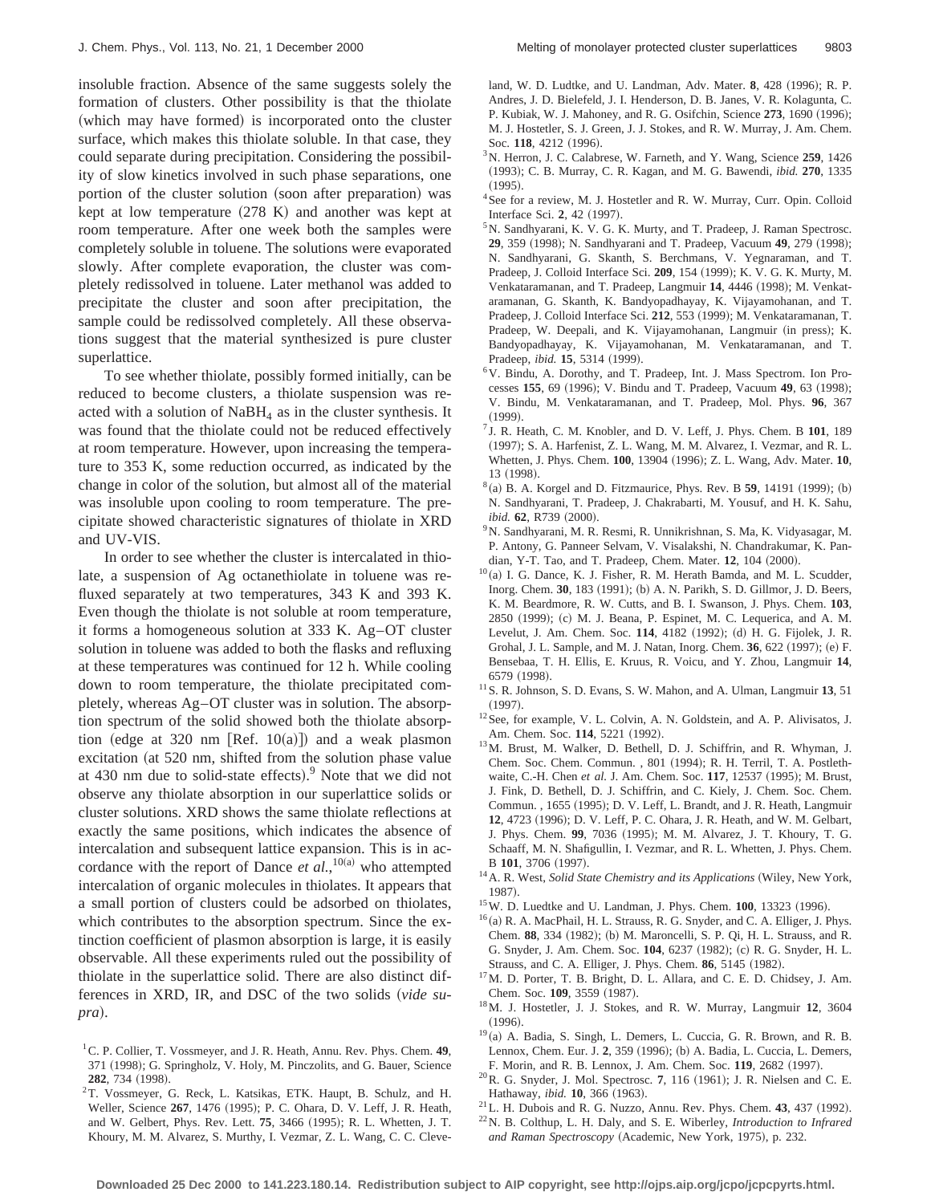insoluble fraction. Absence of the same suggests solely the formation of clusters. Other possibility is that the thiolate (which may have formed) is incorporated onto the cluster surface, which makes this thiolate soluble. In that case, they could separate during precipitation. Considering the possibility of slow kinetics involved in such phase separations, one portion of the cluster solution (soon after preparation) was kept at low temperature (278 K) and another was kept at room temperature. After one week both the samples were completely soluble in toluene. The solutions were evaporated slowly. After complete evaporation, the cluster was completely redissolved in toluene. Later methanol was added to precipitate the cluster and soon after precipitation, the sample could be redissolved completely. All these observations suggest that the material synthesized is pure cluster superlattice.

To see whether thiolate, possibly formed initially, can be reduced to become clusters, a thiolate suspension was reacted with a solution of $NaBH_4$ as in the cluster synthesis. It was found that the thiolate could not be reduced effectively at room temperature. However, upon increasing the temperature to 353 K, some reduction occurred, as indicated by the change in color of the solution, but almost all of the material was insoluble upon cooling to room temperature. The precipitate showed characteristic signatures of thiolate in XRD and UV-VIS.

In order to see whether the cluster is intercalated in thiolate, a suspension of Ag octanethiolate in toluene was refluxed separately at two temperatures, 343 K and 393 K. Even though the thiolate is not soluble at room temperature, it forms a homogeneous solution at 333 K. Ag–OT cluster solution in toluene was added to both the flasks and refluxing at these temperatures was continued for 12 h. While cooling down to room temperature, the thiolate precipitated completely, whereas Ag–OT cluster was in solution. The absorption spectrum of the solid showed both the thiolate absorption (edge at 320 nm [Ref. 10(a)]) and a weak plasmon excitation (at 520 nm, shifted from the solution phase value at 430 nm due to solid-state effects).[9] Note that we did not observe any thiolate absorption in our superlattice solids or cluster solutions. XRD shows the same thiolate reflections at exactly the same positions, which indicates the absence of intercalation and subsequent lattice expansion. This is in accordance with the report of Dance *et al.*,[10(a)] who attempted intercalation of organic molecules in thiolates. It appears that a small portion of clusters could be adsorbed on thiolates, which contributes to the absorption spectrum. Since the extinction coefficient of plasmon absorption is large, it is easily observable. All these experiments ruled out the possibility of thiolate in the superlattice solid. There are also distinct differences in XRD, IR, and DSC of the two solids (*vide supra*).

[1] C. P. Collier, T. Vossmeyer, and J. R. Heath, Annu. Rev. Phys. Chem. **49**, 371 (1998); G. Springholz, V. Holy, M. Pinczolits, and G. Bauer, Science **282**, 734 (1998).

[2] T. Vossmeyer, G. Reck, L. Katsikas, ETK. Haupt, B. Schulz, and H. Weller, Science **267**, 1476 (1995); P. C. Ohara, D. V. Leff, J. R. Heath, and W. Gelbert, Phys. Rev. Lett. **75**, 3466 (1995); R. L. Whetten, J. T. Khoury, M. M. Alvarez, S. Murthy, I. Vezmar, Z. L. Wang, C. C. Cleveland, W. D. Ludtke, and U. Landman, Adv. Mater. **8**, 428 (1996); R. P. Andres, J. D. Bielefeld, J. I. Henderson, D. B. Janes, V. R. Kolagunta, C. P. Kubiak, W. J. Mahoney, and R. G. Osifchin, Science **273**, 1690 (1996); M. J. Hostetler, S. J. Green, J. J. Stokes, and R. W. Murray, J. Am. Chem. Soc. **118**, 4212 (1996).

[3] N. Herron, J. C. Calabrese, W. Farneth, and Y. Wang, Science **259**, 1426 (1993); C. B. Murray, C. R. Kagan, and M. G. Bawendi, *ibid.* **270**, 1335 (1995).

[4] See for a review, M. J. Hostetler and R. W. Murray, Curr. Opin. Colloid Interface Sci. **2**, 42 (1997).

[5] N. Sandhyarani, K. V. G. K. Murty, and T. Pradeep, J. Raman Spectrosc. **29**, 359 (1998); N. Sandhyarani and T. Pradeep, Vacuum **49**, 279 (1998); N. Sandhyarani, G. Skanth, S. Berchmans, V. Yegnaraman, and T. Pradeep, J. Colloid Interface Sci. **209**, 154 (1999); K. V. G. K. Murty, M. Venkataramanan, and T. Pradeep, Langmuir **14**, 4446 (1998); M. Venkataramanan, G. Skanth, K. Bandyopadhayay, K. Vijayamohanan, and T. Pradeep, J. Colloid Interface Sci. **212**, 553 (1999); M. Venkataramanan, T. Pradeep, W. Deepali, and K. Vijayamohanan, Langmuir (in press); K. Bandyopadhayay, K. Vijayamohanan, M. Venkataramanan, and T. Pradeep, *ibid.* **15**, 5314 (1999).

[6] V. Bindu, A. Dorothy, and T. Pradeep, Int. J. Mass Spectrom. Ion Processes **155**, 69 (1996); V. Bindu and T. Pradeep, Vacuum **49**, 63 (1998); V. Bindu, M. Venkataramanan, and T. Pradeep, Mol. Phys. **96**, 367 (1999).

[7] J. R. Heath, C. M. Knobler, and D. V. Leff, J. Phys. Chem. B **101**, 189 (1997); S. A. Harfenist, Z. L. Wang, M. M. Alvarez, I. Vezmar, and R. L. Whetten, J. Phys. Chem. **100**, 13904 (1996); Z. L. Wang, Adv. Mater. **10**, 13 (1998).

[8] (a) B. A. Korgel and D. Fitzmaurice, Phys. Rev. B **59**, 14191 (1999); (b) N. Sandhyarani, T. Pradeep, J. Chakrabarti, M. Yousuf, and H. K. Sahu, *ibid.* **62**, R739 (2000).

[9] N. Sandhyarani, M. R. Resmi, R. Unnikrishnan, S. Ma, K. Vidyasagar, M. P. Antony, G. Panneer Selvam, V. Visalakshi, N. Chandrakumar, K. Pandian, Y-T. Tao, and T. Pradeep, Chem. Mater. **12**, 104 (2000).

[10] (a) I. G. Dance, K. J. Fisher, R. M. Herath Bamda, and M. L. Scudder, Inorg. Chem. **30**, 183 (1991); (b) A. N. Parikh, S. D. Gillmor, J. D. Beers, K. M. Beardmore, R. W. Cutts, and B. I. Swanson, J. Phys. Chem. **103**, 2850 (1999); (c) M. J. Beana, P. Espinet, M. C. Lequerica, and A. M. Levelut, J. Am. Chem. Soc. **114**, 4182 (1992); (d) H. G. Fijolek, J. R. Grohal, J. L. Sample, and M. J. Natan, Inorg. Chem. **36**, 622 (1997); (e) F. Bensebaa, T. H. Ellis, E. Kruus, R. Voicu, and Y. Zhou, Langmuir **14**, 6579 (1998).

[11] S. R. Johnson, S. D. Evans, S. W. Mahon, and A. Ulman, Langmuir **13**, 51 (1997).

[12] See, for example, V. L. Colvin, A. N. Goldstein, and A. P. Alivisatos, J. Am. Chem. Soc. **114**, 5221 (1992).

[13] M. Brust, M. Walker, D. Bethell, D. J. Schiffrin, and R. Whyman, J. Chem. Soc. Chem. Commun. , 801 (1994); R. H. Terril, T. A. Postlethwaite, C.-H. Chen *et al.* J. Am. Chem. Soc. **117**, 12537 (1995); M. Brust, J. Fink, D. Bethell, D. J. Schiffrin, and C. Kiely, J. Chem. Soc. Chem. Commun. , 1655 (1995); D. V. Leff, L. Brandt, and J. R. Heath, Langmuir **12**, 4723 (1996); D. V. Leff, P. C. Ohara, J. R. Heath, and W. M. Gelbart, J. Phys. Chem. **99**, 7036 (1995); M. M. Alvarez, J. T. Khoury, T. G. Schaaff, M. N. Shafigullin, I. Vezmar, and R. L. Whetten, J. Phys. Chem. B **101**, 3706 (1997).

[14] A. R. West, *Solid State Chemistry and its Applications* (Wiley, New York, 1987).

[15] W. D. Luedtke and U. Landman, J. Phys. Chem. **100**, 13323 (1996).

[16] (a) R. A. MacPhail, H. L. Strauss, R. G. Snyder, and C. A. Elliger, J. Phys. Chem. **88**, 334 (1982); (b) M. Maroncelli, S. P. Qi, H. L. Strauss, and R. G. Snyder, J. Am. Chem. Soc. **104**, 6237 (1982); (c) R. G. Snyder, H. L. Strauss, and C. A. Elliger, J. Phys. Chem. **86**, 5145 (1982).

[17] M. D. Porter, T. B. Bright, D. L. Allara, and C. E. D. Chidsey, J. Am. Chem. Soc. **109**, 3559 (1987).

[18] M. J. Hostetler, J. J. Stokes, and R. W. Murray, Langmuir **12**, 3604 (1996).

[19] (a) A. Badia, S. Singh, L. Demers, L. Cuccia, G. R. Brown, and R. B. Lennox, Chem. Eur. J. **2**, 359 (1996); (b) A. Badia, L. Cuccia, L. Demers, F. Morin, and R. B. Lennox, J. Am. Chem. Soc. **119**, 2682 (1997).

[20] R. G. Snyder, J. Mol. Spectrosc. **7**, 116 (1961); J. R. Nielsen and C. E. Hathaway, *ibid.* **10**, 366 (1963).

[21] L. H. Dubois and R. G. Nuzzo, Annu. Rev. Phys. Chem. **43**, 437 (1992).

[22] N. B. Colthup, L. H. Daly, and S. E. Wiberley, *Introduction to Infrared and Raman Spectroscopy* (Academic, New York, 1975), p. 232.